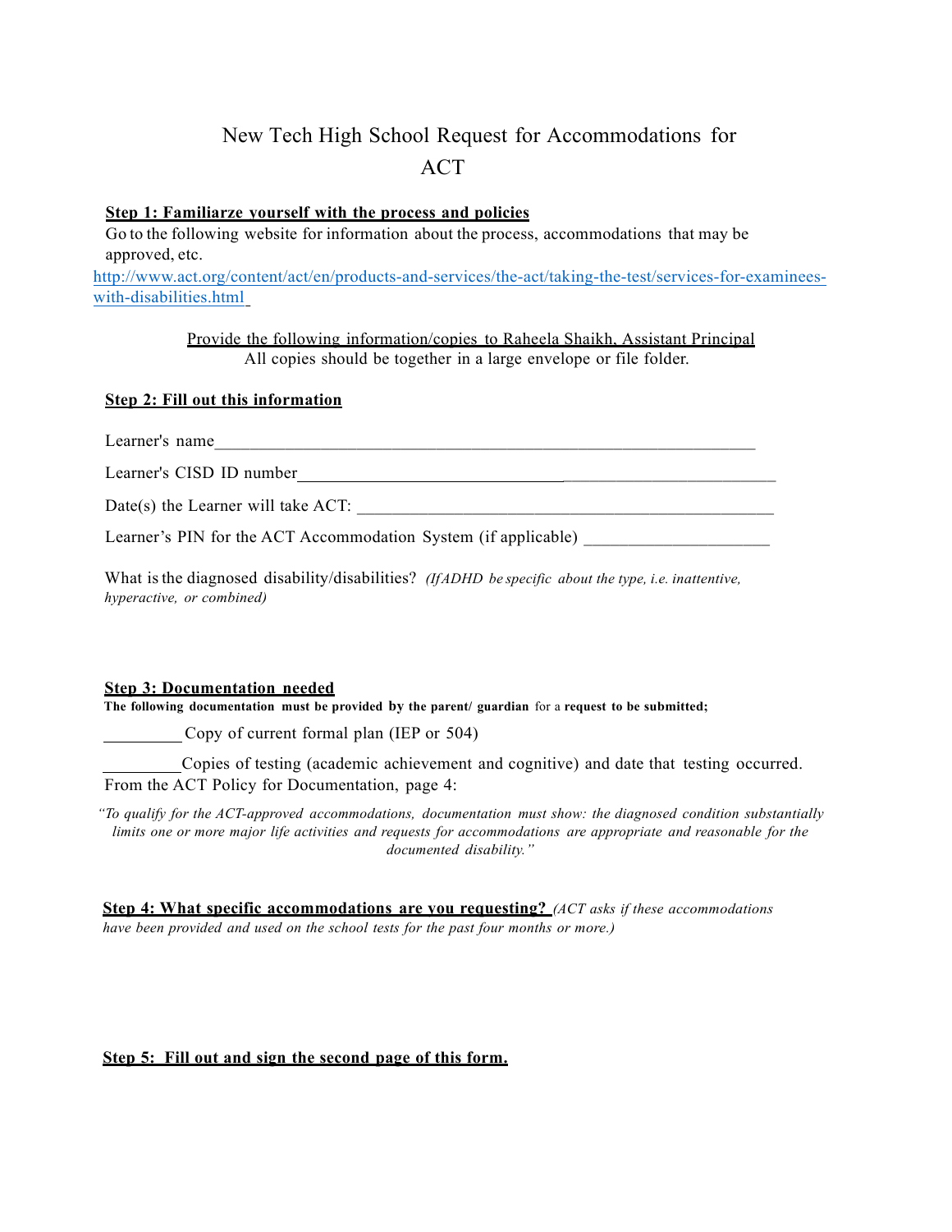# New Tech High School Request for Accommodations for ACT

**Step 1: Familiarze yourself with the process and policies**

Go to the following website for information about the process, accommodations that may be approved, etc.

[http://www.act.org/content/act/en/products-and-services/the-act/taking-the-test/services-for-examinees-with-disabilities.html](http://www.act.org/content/act/en/products-and-services/the-act/taking-the-test/services-for-examinees-with-disabilities.html)

Provide the following information/copies to Raheela Shaikh, Assistant Principal
All copies should be together in a large envelope or file folder.

**Step 2: Fill out this information**

Learner's name_______________________________________________________________

Learner's CISD ID number_______________________________________________________

Date(s) the Learner will take ACT: ______________________________________________

Learner's PIN for the ACT Accommodation System (if applicable) ____________________

What is the diagnosed disability/disabilities? *(If ADHD be specific about the type, i.e. inattentive, hyperactive, or combined)*

**Step 3: Documentation needed**

**The following documentation must be provided by the parent/ guardian for a request to be submitted;**

_________ Copy of current formal plan (IEP or 504)

_________ Copies of testing (academic achievement and cognitive) and date that testing occurred. From the ACT Policy for Documentation, page 4:

*"To qualify for the ACT-approved accommodations, documentation must show: the diagnosed condition substantially limits one or more major life activities and requests for accommodations are appropriate and reasonable for the documented disability."*

**Step 4: What specific accommodations are you requesting?** *(ACT asks if these accommodations have been provided and used on the school tests for the past four months or more.)*

**Step 5: Fill out and sign the second page of this form.**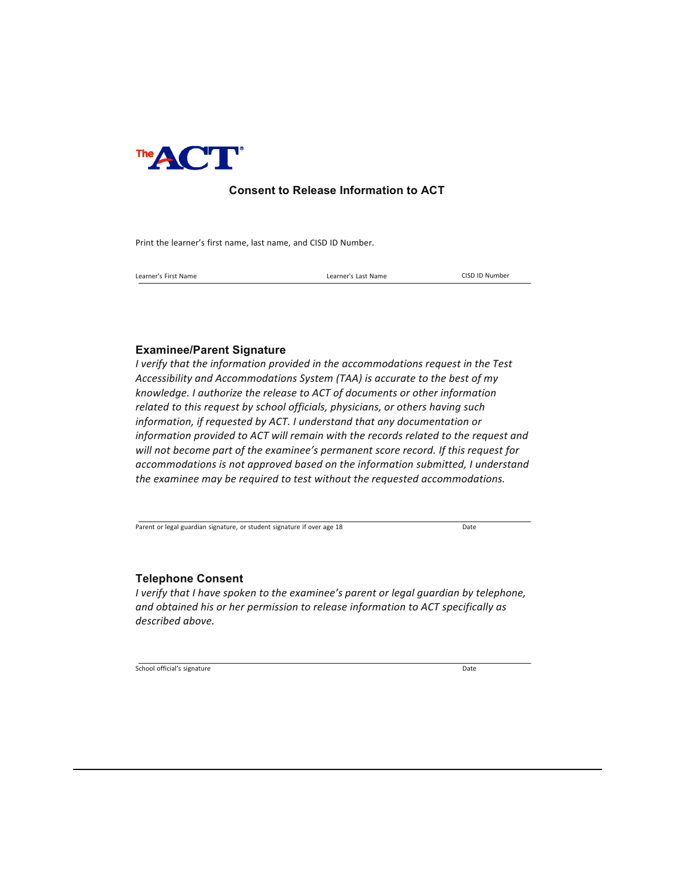The ACT®

## Consent to Release Information to ACT

Print the learner's first name, last name, and CISD ID Number.

Learner's First Name | Learner's Last Name | CISD ID Number

### Examinee/Parent Signature

*I verify that the information provided in the accommodations request in the Test Accessibility and Accommodations System (TAA) is accurate to the best of my knowledge. I authorize the release to ACT of documents or other information related to this request by school officials, physicians, or others having such information, if requested by ACT. I understand that any documentation or information provided to ACT will remain with the records related to the request and will not become part of the examinee's permanent score record. If this request for accommodations is not approved based on the information submitted, I understand the examinee may be required to test without the requested accommodations.*

Parent or legal guardian signature, or student signature if over age 18 | Date

### Telephone Consent

*I verify that I have spoken to the examinee's parent or legal guardian by telephone, and obtained his or her permission to release information to ACT specifically as described above.*

School official's signature | Date